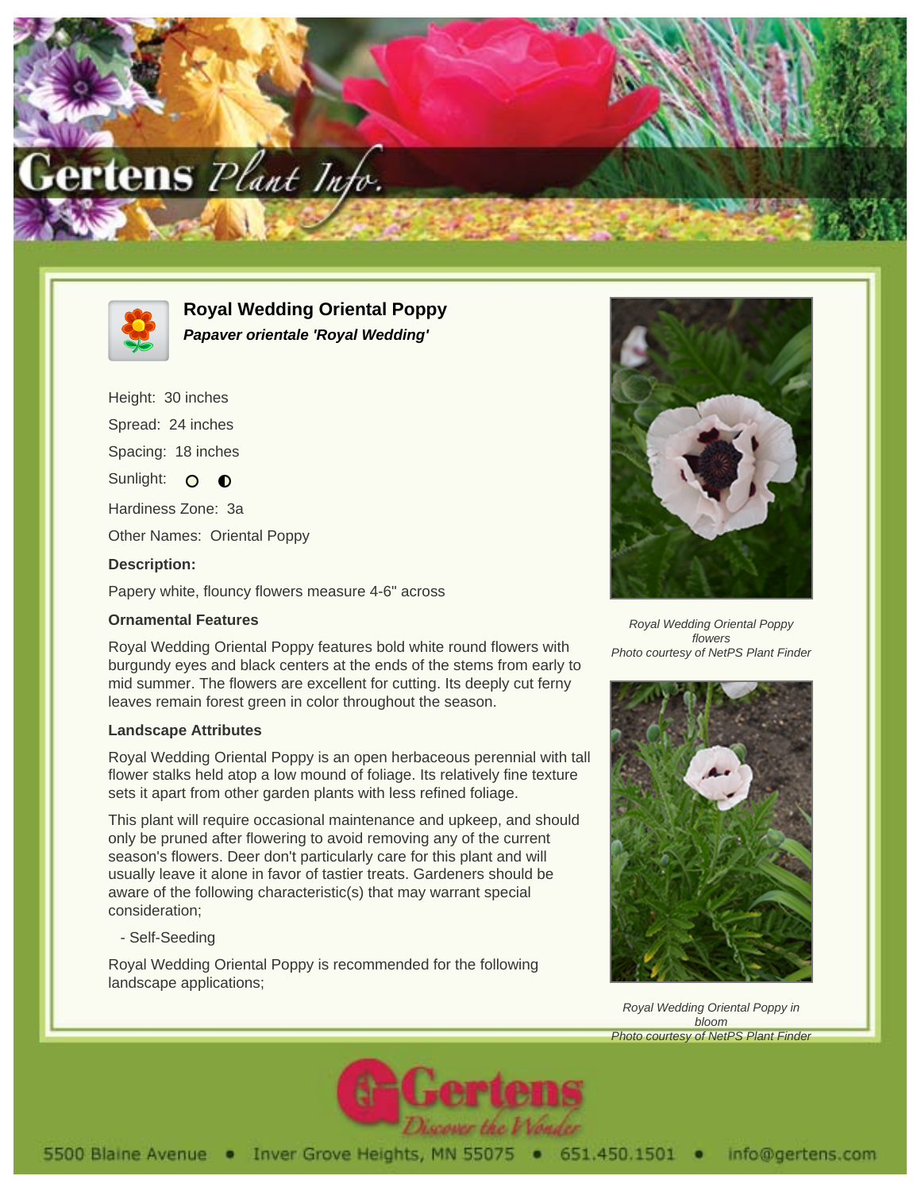# Royal Wedding Oriental Poppy

***Papaver orientale 'Royal Wedding'***

Height: 30 inches

Spread: 24 inches

Spacing: 18 inches

Sunlight: ○ ◐

Hardiness Zone: 3a

Other Names: Oriental Poppy

**Description:**

Papery white, flouncy flowers measure 4-6" across

### Ornamental Features

Royal Wedding Oriental Poppy features bold white round flowers with burgundy eyes and black centers at the ends of the stems from early to mid summer. The flowers are excellent for cutting. Its deeply cut ferny leaves remain forest green in color throughout the season.

### Landscape Attributes

Royal Wedding Oriental Poppy is an open herbaceous perennial with tall flower stalks held atop a low mound of foliage. Its relatively fine texture sets it apart from other garden plants with less refined foliage.

This plant will require occasional maintenance and upkeep, and should only be pruned after flowering to avoid removing any of the current season's flowers. Deer don't particularly care for this plant and will usually leave it alone in favor of tastier treats. Gardeners should be aware of the following characteristic(s) that may warrant special consideration;

- Self-Seeding

Royal Wedding Oriental Poppy is recommended for the following landscape applications;

*Royal Wedding Oriental Poppy flowers*
*Photo courtesy of NetPS Plant Finder*

*Royal Wedding Oriental Poppy in bloom*
*Photo courtesy of NetPS Plant Finder*

5500 Blaine Avenue • Inver Grove Heights, MN 55075 • 651.450.1501 • info@gertens.com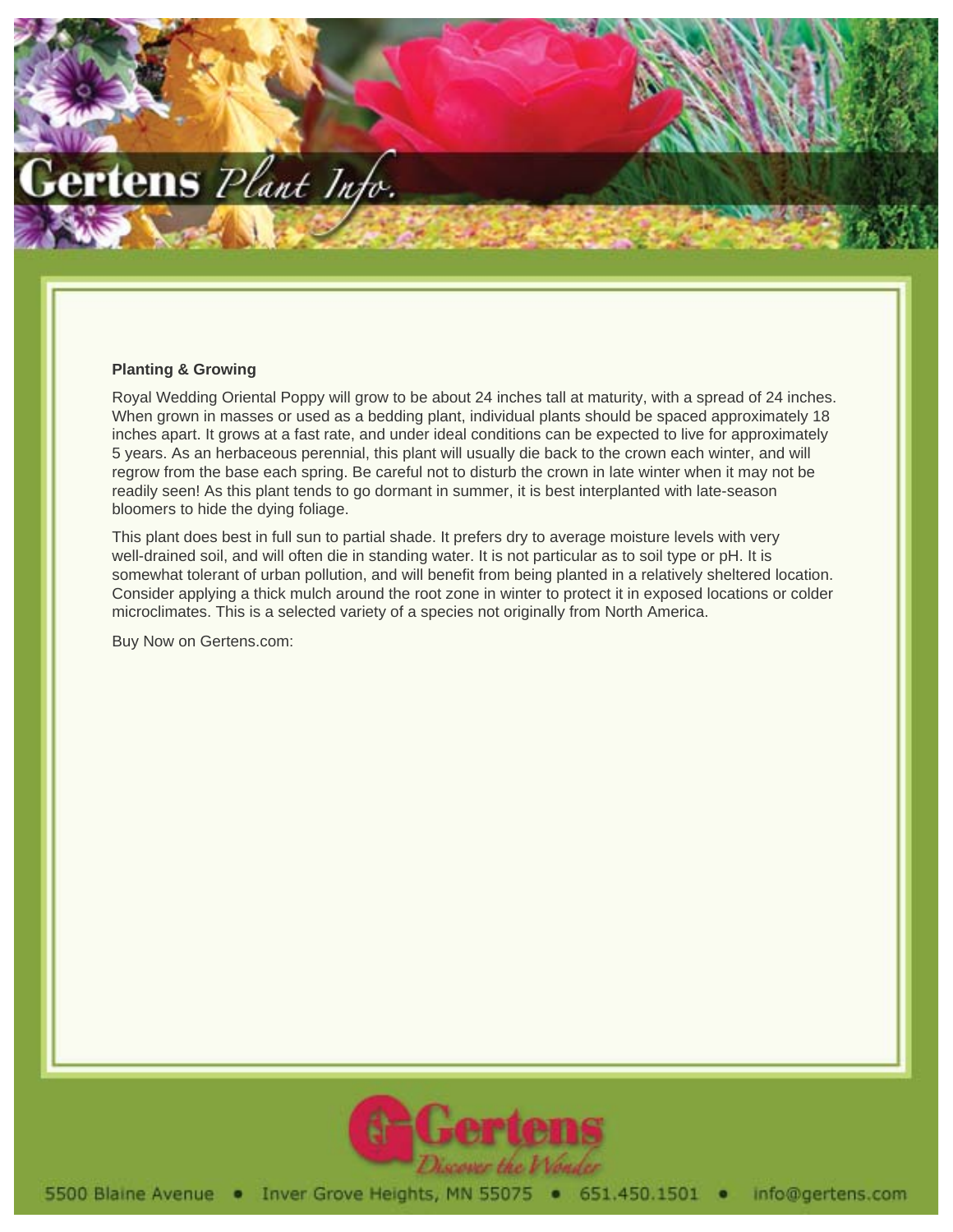### Planting & Growing

Royal Wedding Oriental Poppy will grow to be about 24 inches tall at maturity, with a spread of 24 inches. When grown in masses or used as a bedding plant, individual plants should be spaced approximately 18 inches apart. It grows at a fast rate, and under ideal conditions can be expected to live for approximately 5 years. As an herbaceous perennial, this plant will usually die back to the crown each winter, and will regrow from the base each spring. Be careful not to disturb the crown in late winter when it may not be readily seen! As this plant tends to go dormant in summer, it is best interplanted with late-season bloomers to hide the dying foliage.

This plant does best in full sun to partial shade. It prefers dry to average moisture levels with very well-drained soil, and will often die in standing water. It is not particular as to soil type or pH. It is somewhat tolerant of urban pollution, and will benefit from being planted in a relatively sheltered location. Consider applying a thick mulch around the root zone in winter to protect it in exposed locations or colder microclimates. This is a selected variety of a species not originally from North America.

Buy Now on Gertens.com: